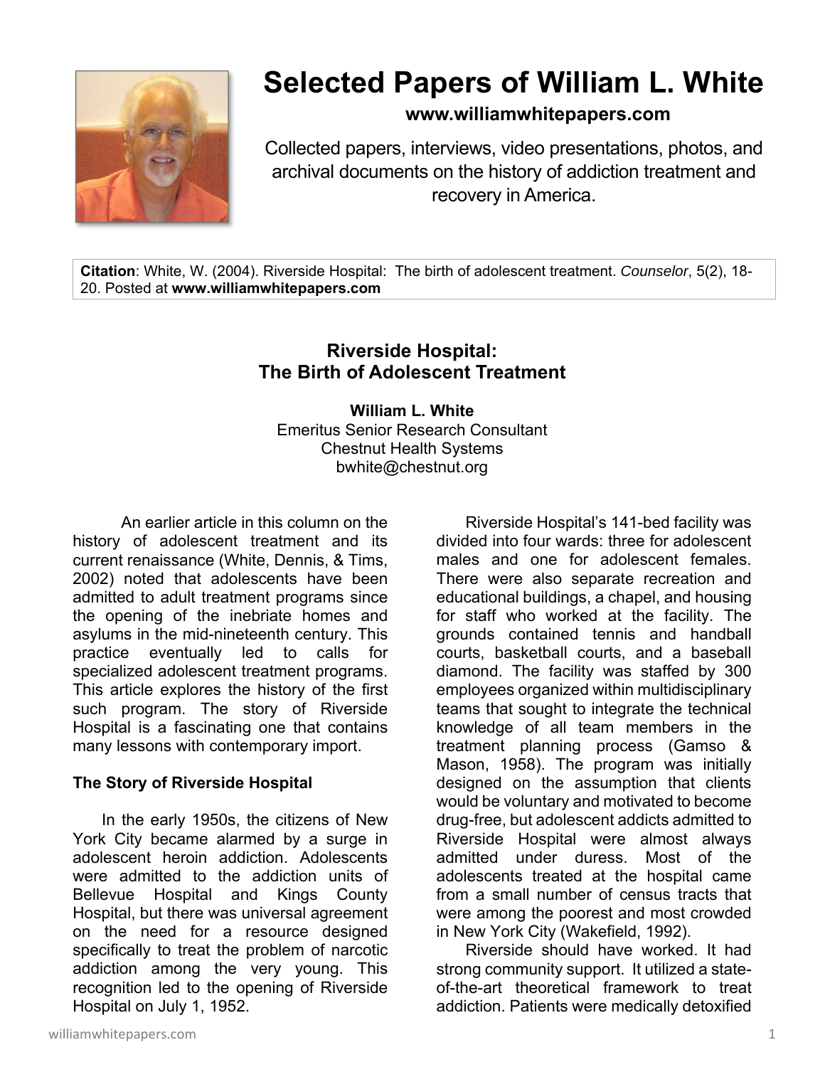# Selected Papers of William L. White

**www.williamwhitepapers.com**

Collected papers, interviews, video presentations, photos, and archival documents on the history of addiction treatment and recovery in America.

**Citation**: White, W. (2004). Riverside Hospital: The birth of adolescent treatment. *Counselor*, 5(2), 18-20. Posted at **www.williamwhitepapers.com**

## Riverside Hospital: The Birth of Adolescent Treatment

**William L. White**
Emeritus Senior Research Consultant
Chestnut Health Systems
bwhite@chestnut.org

An earlier article in this column on the history of adolescent treatment and its current renaissance (White, Dennis, & Tims, 2002) noted that adolescents have been admitted to adult treatment programs since the opening of the inebriate homes and asylums in the mid-nineteenth century. This practice eventually led to calls for specialized adolescent treatment programs. This article explores the history of the first such program. The story of Riverside Hospital is a fascinating one that contains many lessons with contemporary import.

### The Story of Riverside Hospital

In the early 1950s, the citizens of New York City became alarmed by a surge in adolescent heroin addiction. Adolescents were admitted to the addiction units of Bellevue Hospital and Kings County Hospital, but there was universal agreement on the need for a resource designed specifically to treat the problem of narcotic addiction among the very young. This recognition led to the opening of Riverside Hospital on July 1, 1952.

Riverside Hospital's 141-bed facility was divided into four wards: three for adolescent males and one for adolescent females. There were also separate recreation and educational buildings, a chapel, and housing for staff who worked at the facility. The grounds contained tennis and handball courts, basketball courts, and a baseball diamond. The facility was staffed by 300 employees organized within multidisciplinary teams that sought to integrate the technical knowledge of all team members in the treatment planning process (Gamso & Mason, 1958). The program was initially designed on the assumption that clients would be voluntary and motivated to become drug-free, but adolescent addicts admitted to Riverside Hospital were almost always admitted under duress. Most of the adolescents treated at the hospital came from a small number of census tracts that were among the poorest and most crowded in New York City (Wakefield, 1992).

Riverside should have worked. It had strong community support. It utilized a state-of-the-art theoretical framework to treat addiction. Patients were medically detoxified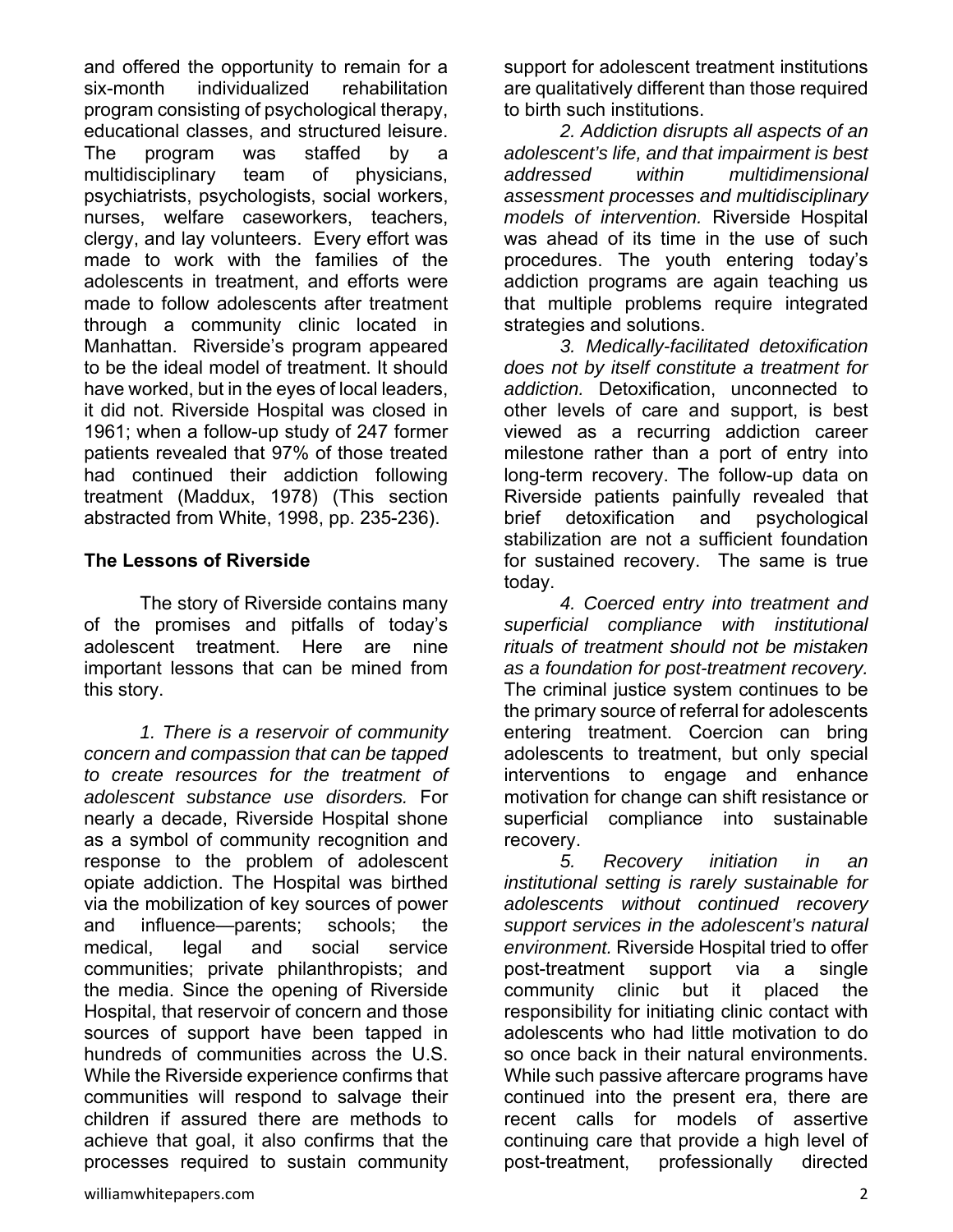and offered the opportunity to remain for a six-month individualized rehabilitation program consisting of psychological therapy, educational classes, and structured leisure. The program was staffed by a multidisciplinary team of physicians, psychiatrists, psychologists, social workers, nurses, welfare caseworkers, teachers, clergy, and lay volunteers. Every effort was made to work with the families of the adolescents in treatment, and efforts were made to follow adolescents after treatment through a community clinic located in Manhattan. Riverside's program appeared to be the ideal model of treatment. It should have worked, but in the eyes of local leaders, it did not. Riverside Hospital was closed in 1961; when a follow-up study of 247 former patients revealed that 97% of those treated had continued their addiction following treatment (Maddux, 1978) (This section abstracted from White, 1998, pp. 235-236).

**The Lessons of Riverside**

The story of Riverside contains many of the promises and pitfalls of today's adolescent treatment. Here are nine important lessons that can be mined from this story.

*1. There is a reservoir of community concern and compassion that can be tapped to create resources for the treatment of adolescent substance use disorders.* For nearly a decade, Riverside Hospital shone as a symbol of community recognition and response to the problem of adolescent opiate addiction. The Hospital was birthed via the mobilization of key sources of power and influence—parents; schools; the medical, legal and social service communities; private philanthropists; and the media. Since the opening of Riverside Hospital, that reservoir of concern and those sources of support have been tapped in hundreds of communities across the U.S. While the Riverside experience confirms that communities will respond to salvage their children if assured there are methods to achieve that goal, it also confirms that the processes required to sustain community support for adolescent treatment institutions are qualitatively different than those required to birth such institutions.

*2. Addiction disrupts all aspects of an adolescent's life, and that impairment is best addressed within multidimensional assessment processes and multidisciplinary models of intervention.* Riverside Hospital was ahead of its time in the use of such procedures. The youth entering today's addiction programs are again teaching us that multiple problems require integrated strategies and solutions.

*3. Medically-facilitated detoxification does not by itself constitute a treatment for addiction.* Detoxification, unconnected to other levels of care and support, is best viewed as a recurring addiction career milestone rather than a port of entry into long-term recovery. The follow-up data on Riverside patients painfully revealed that brief detoxification and psychological stabilization are not a sufficient foundation for sustained recovery. The same is true today.

*4. Coerced entry into treatment and superficial compliance with institutional rituals of treatment should not be mistaken as a foundation for post-treatment recovery.* The criminal justice system continues to be the primary source of referral for adolescents entering treatment. Coercion can bring adolescents to treatment, but only special interventions to engage and enhance motivation for change can shift resistance or superficial compliance into sustainable recovery.

*5. Recovery initiation in an institutional setting is rarely sustainable for adolescents without continued recovery support services in the adolescent's natural environment.* Riverside Hospital tried to offer post-treatment support via a single community clinic but it placed the responsibility for initiating clinic contact with adolescents who had little motivation to do so once back in their natural environments. While such passive aftercare programs have continued into the present era, there are recent calls for models of assertive continuing care that provide a high level of post-treatment, professionally directed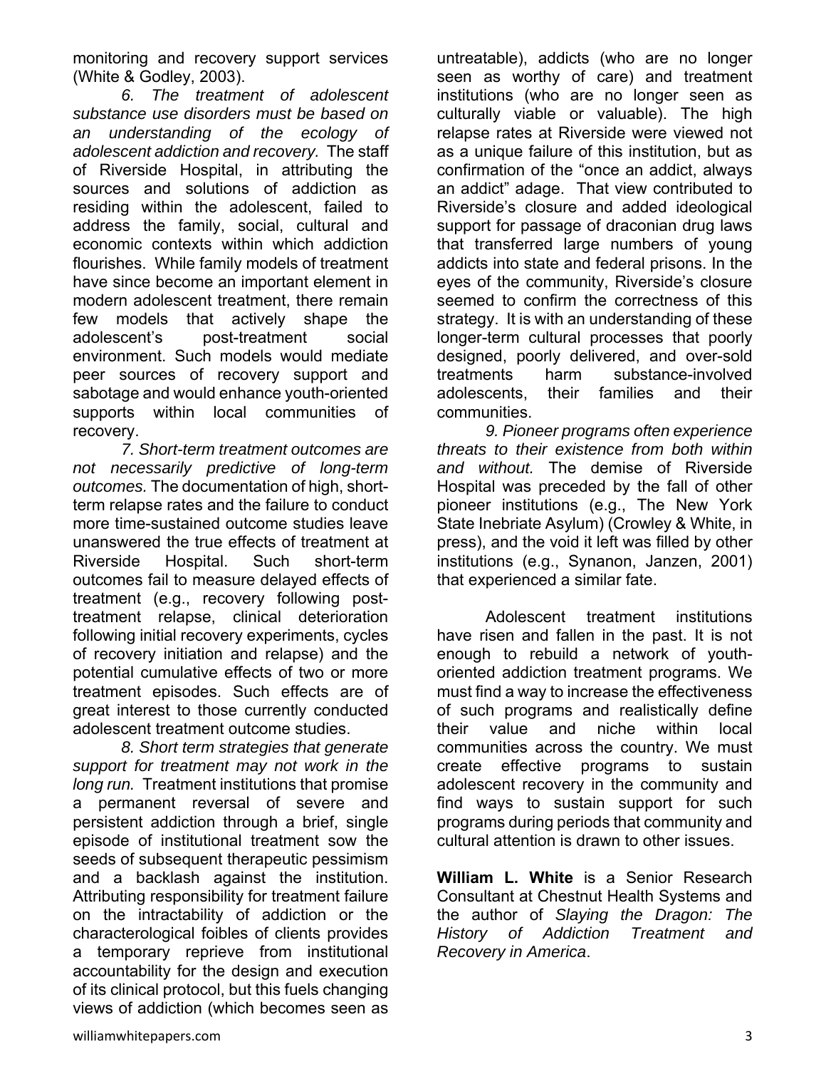monitoring and recovery support services (White & Godley, 2003).

*6. The treatment of adolescent substance use disorders must be based on an understanding of the ecology of adolescent addiction and recovery.* The staff of Riverside Hospital, in attributing the sources and solutions of addiction as residing within the adolescent, failed to address the family, social, cultural and economic contexts within which addiction flourishes. While family models of treatment have since become an important element in modern adolescent treatment, there remain few models that actively shape the adolescent's post-treatment social environment. Such models would mediate peer sources of recovery support and sabotage and would enhance youth-oriented supports within local communities of recovery.

*7. Short-term treatment outcomes are not necessarily predictive of long-term outcomes.* The documentation of high, short-term relapse rates and the failure to conduct more time-sustained outcome studies leave unanswered the true effects of treatment at Riverside Hospital. Such short-term outcomes fail to measure delayed effects of treatment (e.g., recovery following post-treatment relapse, clinical deterioration following initial recovery experiments, cycles of recovery initiation and relapse) and the potential cumulative effects of two or more treatment episodes. Such effects are of great interest to those currently conducted adolescent treatment outcome studies.

*8. Short term strategies that generate support for treatment may not work in the long run.* Treatment institutions that promise a permanent reversal of severe and persistent addiction through a brief, single episode of institutional treatment sow the seeds of subsequent therapeutic pessimism and a backlash against the institution. Attributing responsibility for treatment failure on the intractability of addiction or the characterological foibles of clients provides a temporary reprieve from institutional accountability for the design and execution of its clinical protocol, but this fuels changing views of addiction (which becomes seen as untreatable), addicts (who are no longer seen as worthy of care) and treatment institutions (who are no longer seen as culturally viable or valuable). The high relapse rates at Riverside were viewed not as a unique failure of this institution, but as confirmation of the "once an addict, always an addict" adage. That view contributed to Riverside's closure and added ideological support for passage of draconian drug laws that transferred large numbers of young addicts into state and federal prisons. In the eyes of the community, Riverside's closure seemed to confirm the correctness of this strategy. It is with an understanding of these longer-term cultural processes that poorly designed, poorly delivered, and over-sold treatments harm substance-involved adolescents, their families and their communities.

*9. Pioneer programs often experience threats to their existence from both within and without.* The demise of Riverside Hospital was preceded by the fall of other pioneer institutions (e.g., The New York State Inebriate Asylum) (Crowley & White, in press), and the void it left was filled by other institutions (e.g., Synanon, Janzen, 2001) that experienced a similar fate.

Adolescent treatment institutions have risen and fallen in the past. It is not enough to rebuild a network of youth-oriented addiction treatment programs. We must find a way to increase the effectiveness of such programs and realistically define their value and niche within local communities across the country. We must create effective programs to sustain adolescent recovery in the community and find ways to sustain support for such programs during periods that community and cultural attention is drawn to other issues.

**William L. White** is a Senior Research Consultant at Chestnut Health Systems and the author of *Slaying the Dragon: The History of Addiction Treatment and Recovery in America*.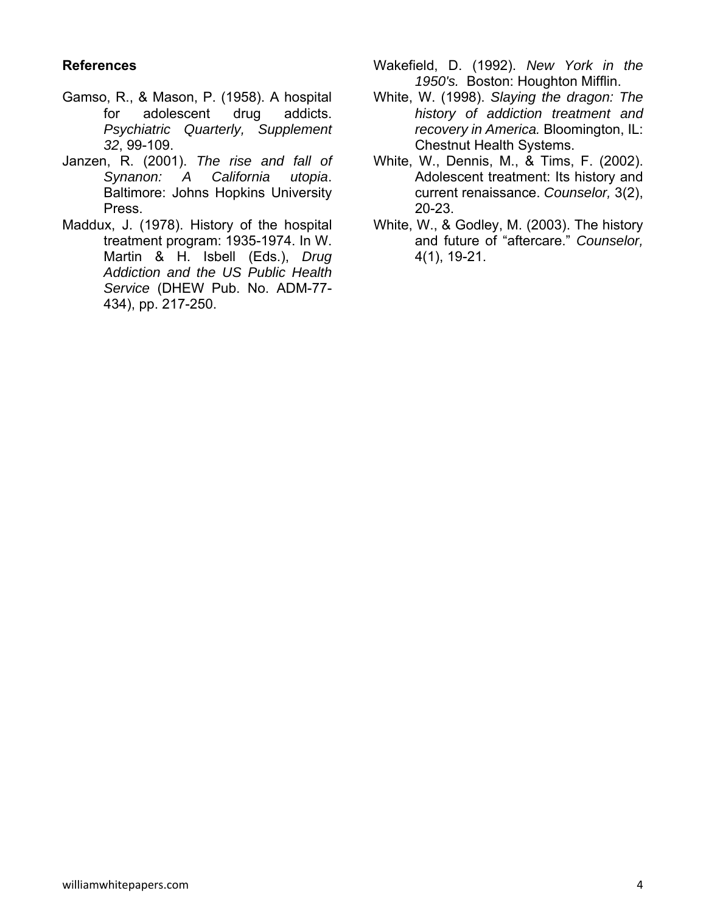## References

Gamso, R., & Mason, P. (1958). A hospital for adolescent drug addicts. *Psychiatric Quarterly, Supplement 32*, 99-109.

Janzen, R. (2001). *The rise and fall of Synanon: A California utopia*. Baltimore: Johns Hopkins University Press.

Maddux, J. (1978). History of the hospital treatment program: 1935-1974. In W. Martin & H. Isbell (Eds.), *Drug Addiction and the US Public Health Service* (DHEW Pub. No. ADM-77-434), pp. 217-250.

Wakefield, D. (1992). *New York in the 1950's.* Boston: Houghton Mifflin.

White, W. (1998). *Slaying the dragon: The history of addiction treatment and recovery in America.* Bloomington, IL: Chestnut Health Systems.

White, W., Dennis, M., & Tims, F. (2002). Adolescent treatment: Its history and current renaissance. *Counselor,* 3(2), 20-23.

White, W., & Godley, M. (2003). The history and future of "aftercare." *Counselor,* 4(1), 19-21.